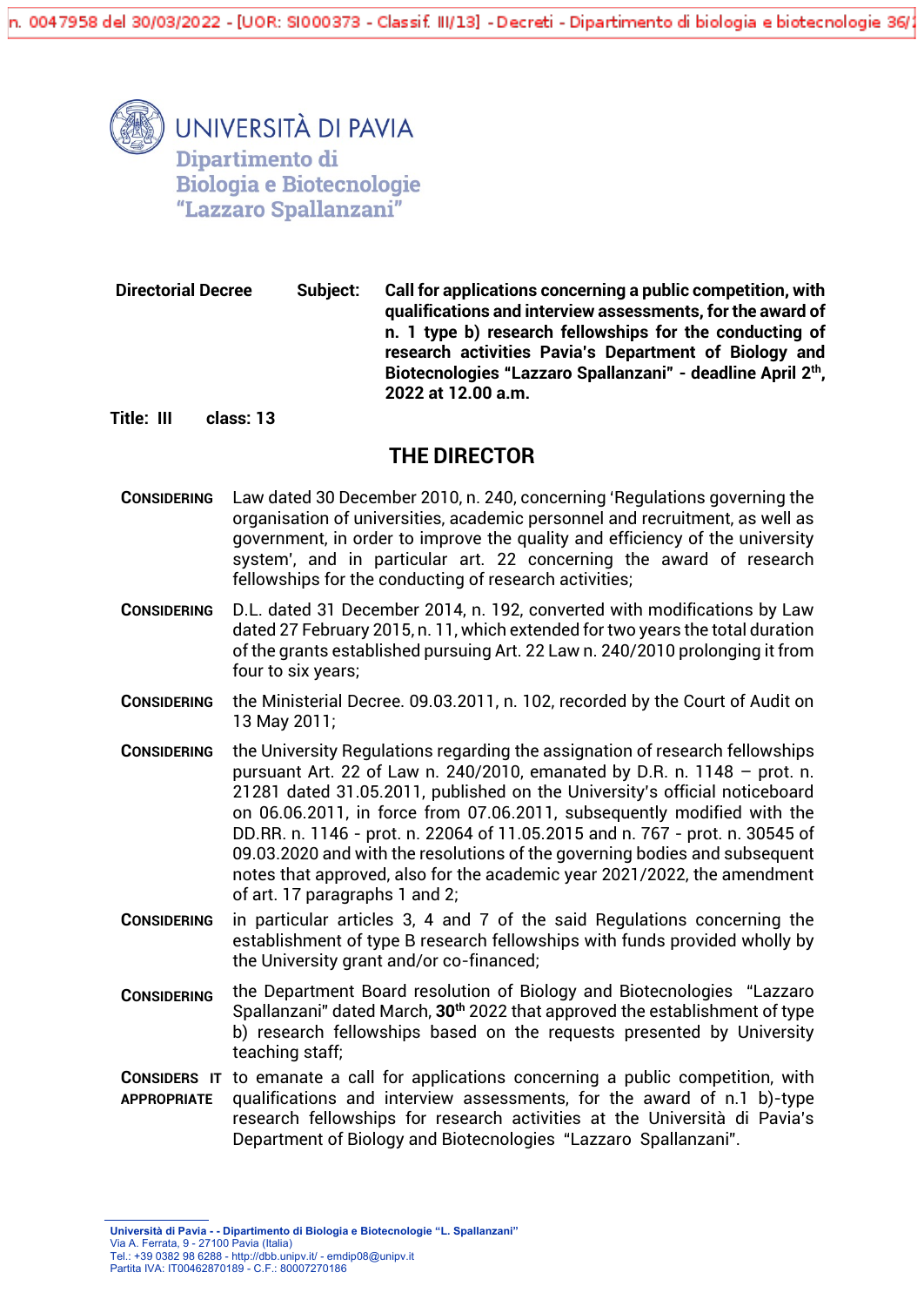n. 0047958 del 30/03/2022 - [UOR: SI000373 - Classif. III/13] - Decreti - Dipartimento di biologia e biotecnologie 36/

UNIVERSITÀ DI PAVIA
Dipartimento di Biologia e Biotecnologie "Lazzaro Spallanzani"

**Directorial Decree** **Subject:** **Call for applications concerning a public competition, with qualifications and interview assessments, for the award of n. 1 type b) research fellowships for the conducting of research activities Pavia's Department of Biology and Biotecnologies "Lazzaro Spallanzani" - deadline April 2th, 2022 at 12.00 a.m.**

**Title: III** **class: 13**

## THE DIRECTOR

**CONSIDERING** Law dated 30 December 2010, n. 240, concerning 'Regulations governing the organisation of universities, academic personnel and recruitment, as well as government, in order to improve the quality and efficiency of the university system', and in particular art. 22 concerning the award of research fellowships for the conducting of research activities;

**CONSIDERING** D.L. dated 31 December 2014, n. 192, converted with modifications by Law dated 27 February 2015, n. 11, which extended for two years the total duration of the grants established pursuing Art. 22 Law n. 240/2010 prolonging it from four to six years;

**CONSIDERING** the Ministerial Decree. 09.03.2011, n. 102, recorded by the Court of Audit on 13 May 2011;

**CONSIDERING** the University Regulations regarding the assignation of research fellowships pursuant Art. 22 of Law n. 240/2010, emanated by D.R. n. 1148 – prot. n. 21281 dated 31.05.2011, published on the University's official noticeboard on 06.06.2011, in force from 07.06.2011, subsequently modified with the DD.RR. n. 1146 - prot. n. 22064 of 11.05.2015 and n. 767 - prot. n. 30545 of 09.03.2020 and with the resolutions of the governing bodies and subsequent notes that approved, also for the academic year 2021/2022, the amendment of art. 17 paragraphs 1 and 2;

**CONSIDERING** in particular articles 3, 4 and 7 of the said Regulations concerning the establishment of type B research fellowships with funds provided wholly by the University grant and/or co-financed;

**CONSIDERING** the Department Board resolution of Biology and Biotecnologies "Lazzaro Spallanzani" dated March, **30th** 2022 that approved the establishment of type b) research fellowships based on the requests presented by University teaching staff;

**CONSIDERS IT APPROPRIATE** to emanate a call for applications concerning a public competition, with qualifications and interview assessments, for the award of n.1 b)-type research fellowships for research activities at the Università di Pavia's Department of Biology and Biotecnologies "Lazzaro Spallanzani".

**Università di Pavia - - Dipartimento di Biologia e Biotecnologie "L. Spallanzani"**
Via A. Ferrata, 9 - 27100 Pavia (Italia)
Tel.: +39 0382 98 6288 - http://dbb.unipv.it/ - emdip08@unipv.it
Partita IVA: IT00462870189 - C.F.: 80007270186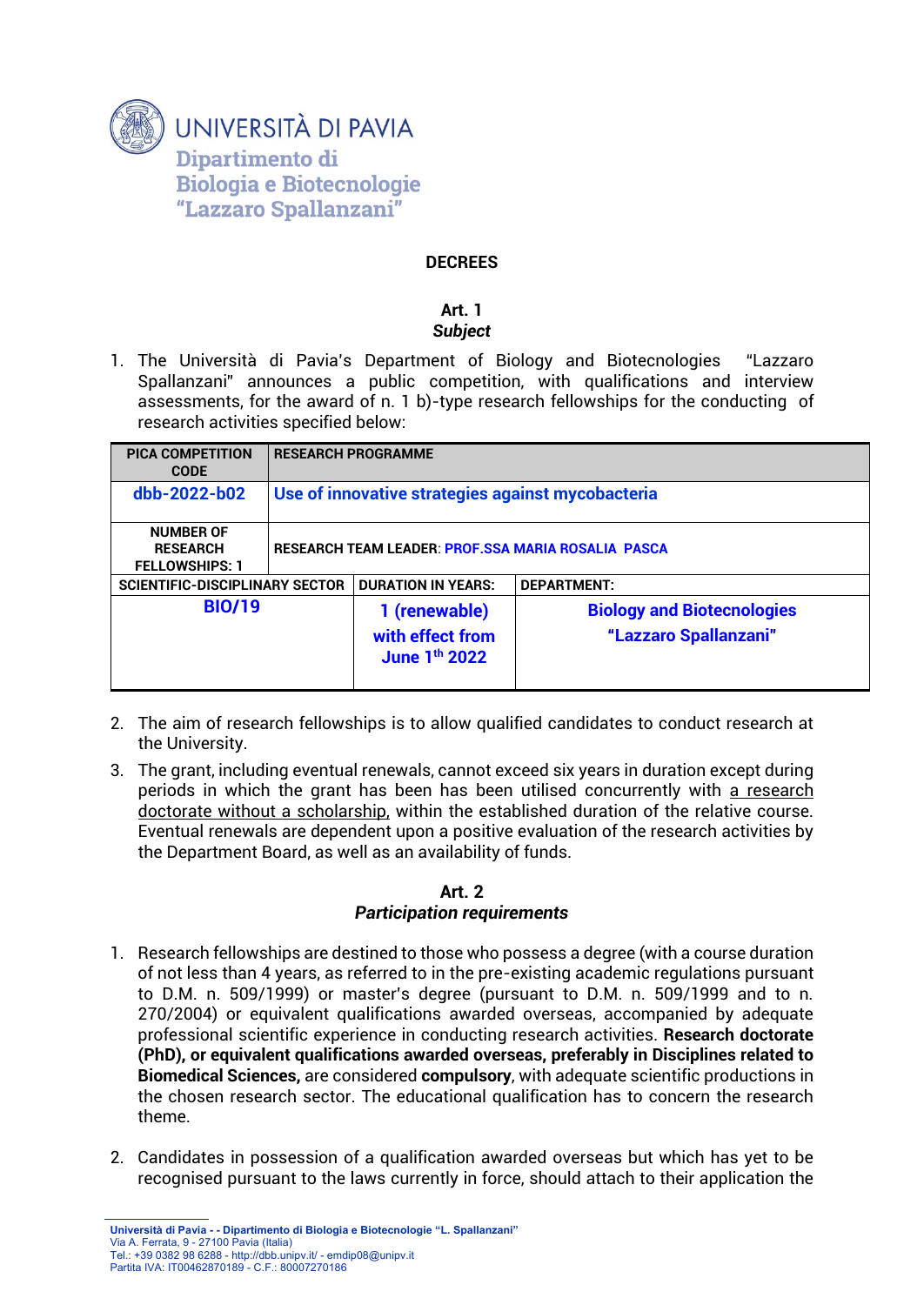UNIVERSITÀ DI PAVIA
Dipartimento di
Biologia e Biotecnologie
"Lazzaro Spallanzani"

**DECREES**

**Art. 1**
***Subject***

1. The Università di Pavia's Department of Biology and Biotecnologies "Lazzaro Spallanzani" announces a public competition, with qualifications and interview assessments, for the award of n. 1 b)-type research fellowships for the conducting of research activities specified below:

| PICA COMPETITION CODE | RESEARCH PROGRAMME | |
|---|---|---|
| **dbb-2022-b02** | **Use of innovative strategies against mycobacteria** | |
| NUMBER OF RESEARCH FELLOWSHIPS: 1 | RESEARCH TEAM LEADER: **PROF.SSA MARIA ROSALIA PASCA** | |
| **SCIENTIFIC-DISCIPLINARY SECTOR** | **DURATION IN YEARS:** | **DEPARTMENT:** |
| **BIO/19** | **1 (renewable) with effect from June 1th 2022** | **Biology and Biotecnologies "Lazzaro Spallanzani"** |

2. The aim of research fellowships is to allow qualified candidates to conduct research at the University.
3. The grant, including eventual renewals, cannot exceed six years in duration except during periods in which the grant has been has been utilised concurrently with a research doctorate without a scholarship, within the established duration of the relative course. Eventual renewals are dependent upon a positive evaluation of the research activities by the Department Board, as well as an availability of funds.

**Art. 2**
***Participation requirements***

1. Research fellowships are destined to those who possess a degree (with a course duration of not less than 4 years, as referred to in the pre-existing academic regulations pursuant to D.M. n. 509/1999) or master's degree (pursuant to D.M. n. 509/1999 and to n. 270/2004) or equivalent qualifications awarded overseas, accompanied by adequate professional scientific experience in conducting research activities. **Research doctorate (PhD), or equivalent qualifications awarded overseas, preferably in Disciplines related to Biomedical Sciences,** are considered **compulsory**, with adequate scientific productions in the chosen research sector. The educational qualification has to concern the research theme.

2. Candidates in possession of a qualification awarded overseas but which has yet to be recognised pursuant to the laws currently in force, should attach to their application the

Università di Pavia - - Dipartimento di Biologia e Biotecnologie "L. Spallanzani"
Via A. Ferrata, 9 - 27100 Pavia (Italia)
Tel.: +39 0382 98 6288 - http://dbb.unipv.it/ - emdip08@unipv.it
Partita IVA: IT00462870189 - C.F.: 80007270186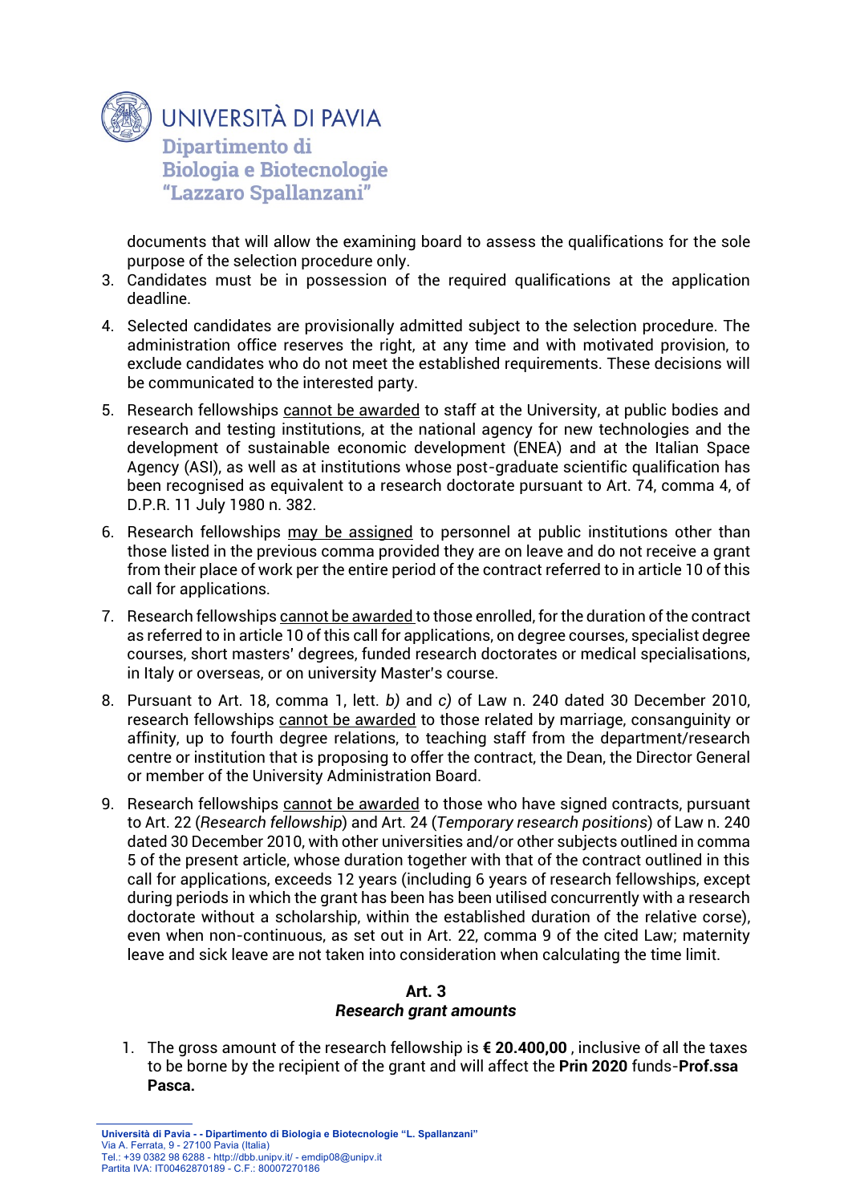documents that will allow the examining board to assess the qualifications for the sole purpose of the selection procedure only.

3. Candidates must be in possession of the required qualifications at the application deadline.
4. Selected candidates are provisionally admitted subject to the selection procedure. The administration office reserves the right, at any time and with motivated provision, to exclude candidates who do not meet the established requirements. These decisions will be communicated to the interested party.
5. Research fellowships <u>cannot be awarded</u> to staff at the University, at public bodies and research and testing institutions, at the national agency for new technologies and the development of sustainable economic development (ENEA) and at the Italian Space Agency (ASI), as well as at institutions whose post-graduate scientific qualification has been recognised as equivalent to a research doctorate pursuant to Art. 74, comma 4, of D.P.R. 11 July 1980 n. 382.
6. Research fellowships <u>may be assigned</u> to personnel at public institutions other than those listed in the previous comma provided they are on leave and do not receive a grant from their place of work per the entire period of the contract referred to in article 10 of this call for applications.
7. Research fellowships <u>cannot be awarded</u> to those enrolled, for the duration of the contract as referred to in article 10 of this call for applications, on degree courses, specialist degree courses, short masters' degrees, funded research doctorates or medical specialisations, in Italy or overseas, or on university Master's course.
8. Pursuant to Art. 18, comma 1, lett. *b)* and *c)* of Law n. 240 dated 30 December 2010, research fellowships <u>cannot be awarded</u> to those related by marriage, consanguinity or affinity, up to fourth degree relations, to teaching staff from the department/research centre or institution that is proposing to offer the contract, the Dean, the Director General or member of the University Administration Board.
9. Research fellowships <u>cannot be awarded</u> to those who have signed contracts, pursuant to Art. 22 (*Research fellowship*) and Art. 24 (*Temporary research positions*) of Law n. 240 dated 30 December 2010, with other universities and/or other subjects outlined in comma 5 of the present article, whose duration together with that of the contract outlined in this call for applications, exceeds 12 years (including 6 years of research fellowships, except during periods in which the grant has been has been utilised concurrently with a research doctorate without a scholarship, within the established duration of the relative corse), even when non-continuous, as set out in Art. 22, comma 9 of the cited Law; maternity leave and sick leave are not taken into consideration when calculating the time limit.

## Art. 3
### *Research grant amounts*

1. The gross amount of the research fellowship is **€ 20.400,00** , inclusive of all the taxes to be borne by the recipient of the grant and will affect the **Prin 2020** funds-**Prof.ssa Pasca.**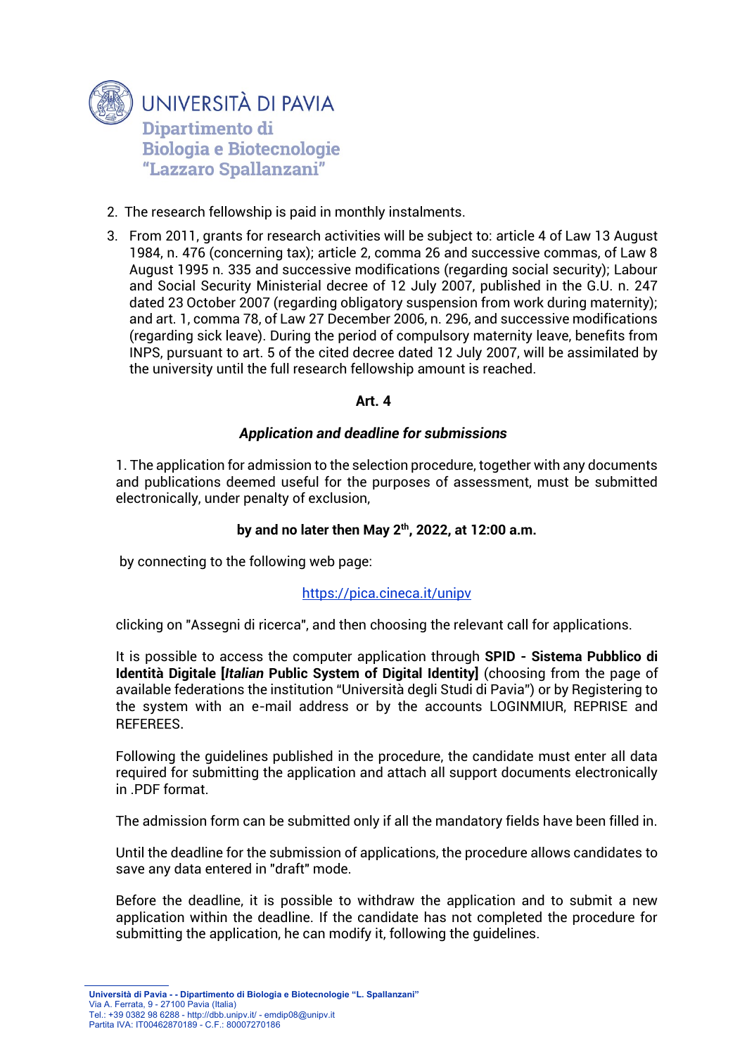2. The research fellowship is paid in monthly instalments.

3. From 2011, grants for research activities will be subject to: article 4 of Law 13 August 1984, n. 476 (concerning tax); article 2, comma 26 and successive commas, of Law 8 August 1995 n. 335 and successive modifications (regarding social security); Labour and Social Security Ministerial decree of 12 July 2007, published in the G.U. n. 247 dated 23 October 2007 (regarding obligatory suspension from work during maternity); and art. 1, comma 78, of Law 27 December 2006, n. 296, and successive modifications (regarding sick leave). During the period of compulsory maternity leave, benefits from INPS, pursuant to art. 5 of the cited decree dated 12 July 2007, will be assimilated by the university until the full research fellowship amount is reached.

### Art. 4

### *Application and deadline for submissions*

1. The application for admission to the selection procedure, together with any documents and publications deemed useful for the purposes of assessment, must be submitted electronically, under penalty of exclusion,

**by and no later then May 2th, 2022, at 12:00 a.m.**

by connecting to the following web page:

https://pica.cineca.it/unipv

clicking on "Assegni di ricerca", and then choosing the relevant call for applications.

It is possible to access the computer application through **SPID - Sistema Pubblico di Identità Digitale [*Italian* Public System of Digital Identity]** (choosing from the page of available federations the institution "Università degli Studi di Pavia") or by Registering to the system with an e-mail address or by the accounts LOGINMIUR, REPRISE and REFEREES.

Following the guidelines published in the procedure, the candidate must enter all data required for submitting the application and attach all support documents electronically in .PDF format.

The admission form can be submitted only if all the mandatory fields have been filled in.

Until the deadline for the submission of applications, the procedure allows candidates to save any data entered in "draft" mode.

Before the deadline, it is possible to withdraw the application and to submit a new application within the deadline. If the candidate has not completed the procedure for submitting the application, he can modify it, following the guidelines.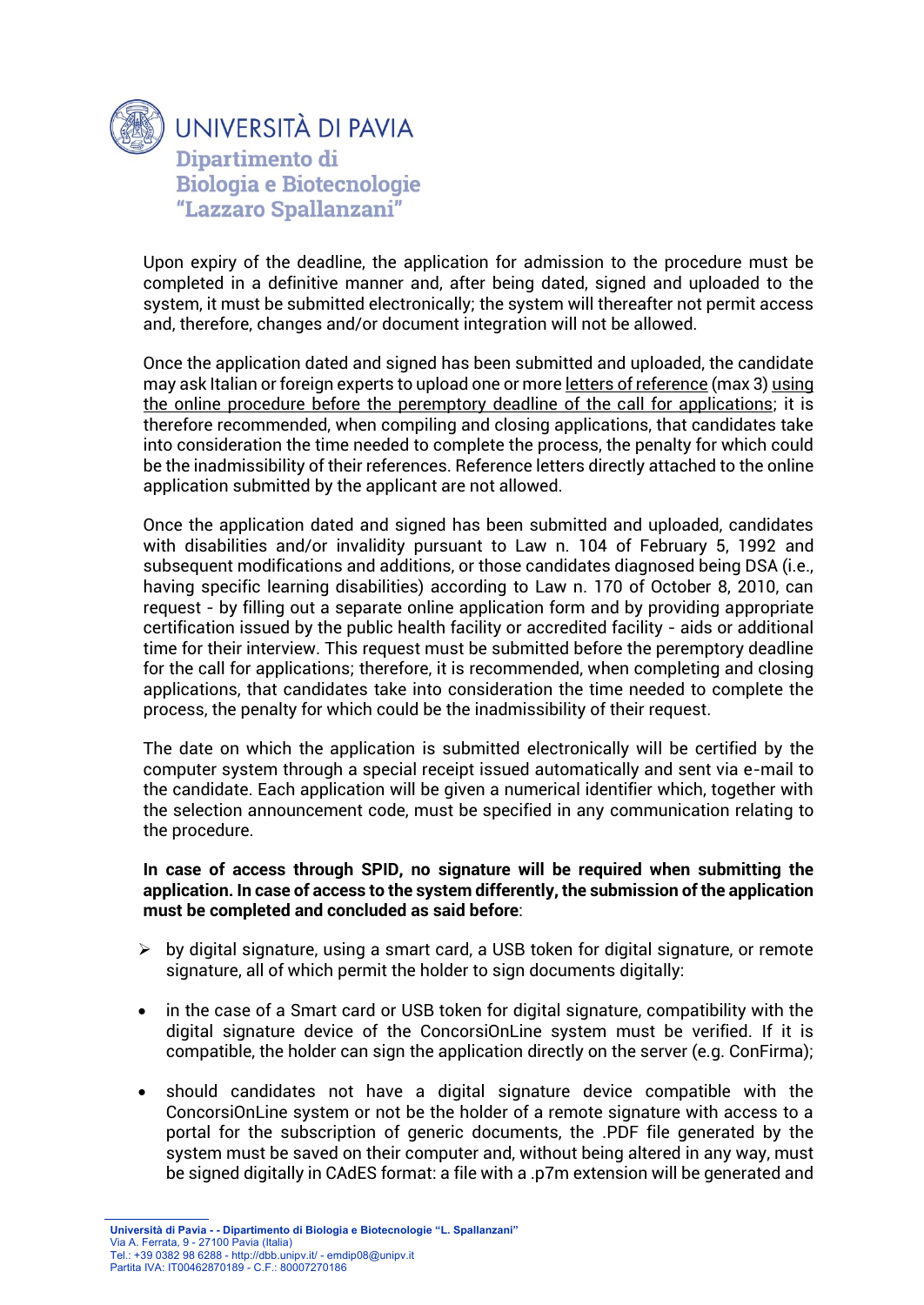Upon expiry of the deadline, the application for admission to the procedure must be completed in a definitive manner and, after being dated, signed and uploaded to the system, it must be submitted electronically; the system will thereafter not permit access and, therefore, changes and/or document integration will not be allowed.

Once the application dated and signed has been submitted and uploaded, the candidate may ask Italian or foreign experts to upload one or more <u>letters of reference</u> (max 3) <u>using the online procedure before the peremptory deadline of the call for applications</u>; it is therefore recommended, when compiling and closing applications, that candidates take into consideration the time needed to complete the process, the penalty for which could be the inadmissibility of their references. Reference letters directly attached to the online application submitted by the applicant are not allowed.

Once the application dated and signed has been submitted and uploaded, candidates with disabilities and/or invalidity pursuant to Law n. 104 of February 5, 1992 and subsequent modifications and additions, or those candidates diagnosed being DSA (i.e., having specific learning disabilities) according to Law n. 170 of October 8, 2010, can request - by filling out a separate online application form and by providing appropriate certification issued by the public health facility or accredited facility - aids or additional time for their interview. This request must be submitted before the peremptory deadline for the call for applications; therefore, it is recommended, when completing and closing applications, that candidates take into consideration the time needed to complete the process, the penalty for which could be the inadmissibility of their request.

The date on which the application is submitted electronically will be certified by the computer system through a special receipt issued automatically and sent via e-mail to the candidate. Each application will be given a numerical identifier which, together with the selection announcement code, must be specified in any communication relating to the procedure.

**In case of access through SPID, no signature will be required when submitting the application. In case of access to the system differently, the submission of the application must be completed and concluded as said before**:

- by digital signature, using a smart card, a USB token for digital signature, or remote signature, all of which permit the holder to sign documents digitally:

- in the case of a Smart card or USB token for digital signature, compatibility with the digital signature device of the ConcorsiOnLine system must be verified. If it is compatible, the holder can sign the application directly on the server (e.g. ConFirma);

- should candidates not have a digital signature device compatible with the ConcorsiOnLine system or not be the holder of a remote signature with access to a portal for the subscription of generic documents, the .PDF file generated by the system must be saved on their computer and, without being altered in any way, must be signed digitally in CAdES format: a file with a .p7m extension will be generated and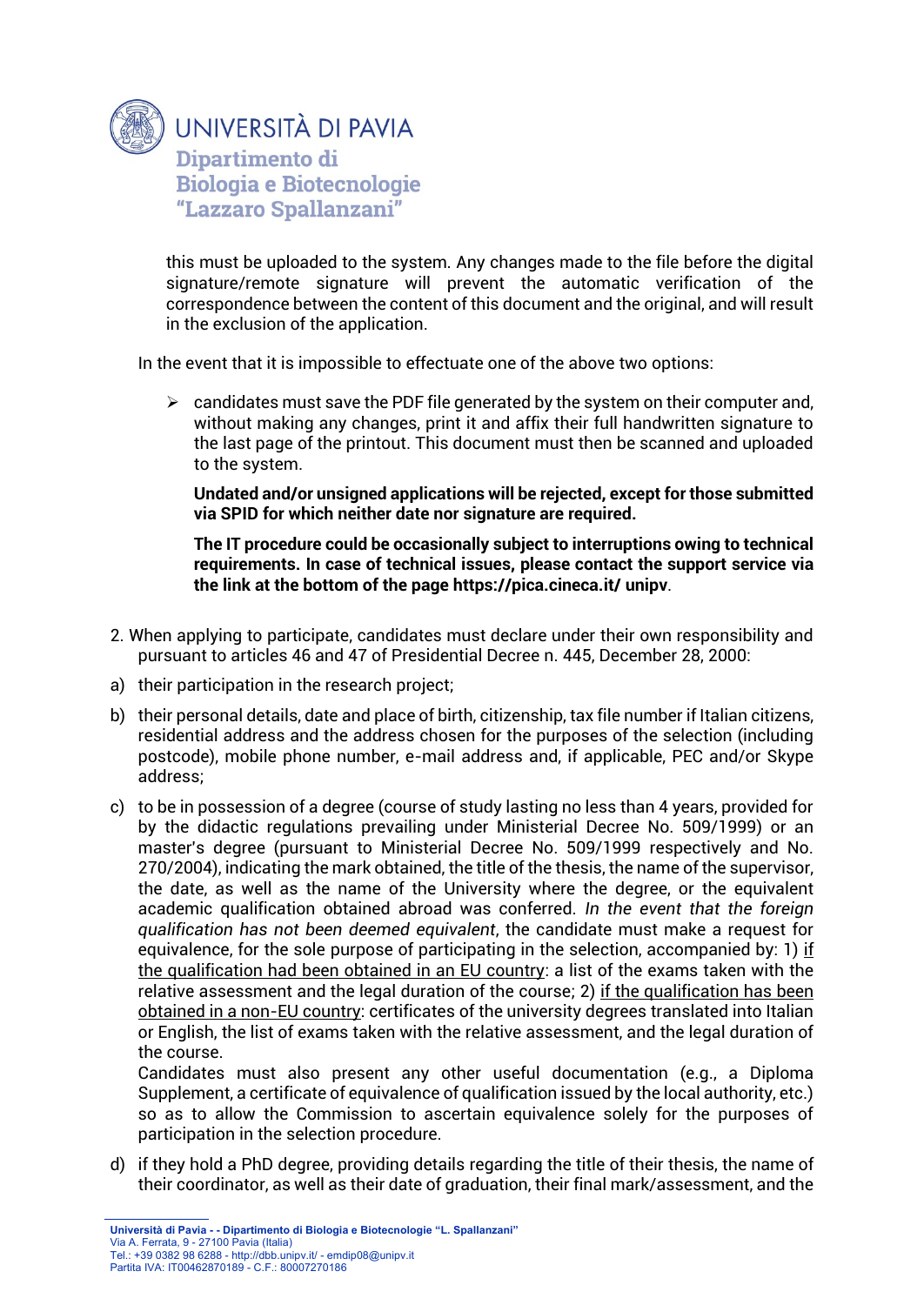this must be uploaded to the system. Any changes made to the file before the digital signature/remote signature will prevent the automatic verification of the correspondence between the content of this document and the original, and will result in the exclusion of the application.

In the event that it is impossible to effectuate one of the above two options:

- candidates must save the PDF file generated by the system on their computer and, without making any changes, print it and affix their full handwritten signature to the last page of the printout. This document must then be scanned and uploaded to the system.

  **Undated and/or unsigned applications will be rejected, except for those submitted via SPID for which neither date nor signature are required.**

  **The IT procedure could be occasionally subject to interruptions owing to technical requirements. In case of technical issues, please contact the support service via the link at the bottom of the page https://pica.cineca.it/ unipv**.

2. When applying to participate, candidates must declare under their own responsibility and pursuant to articles 46 and 47 of Presidential Decree n. 445, December 28, 2000:

a) their participation in the research project;

b) their personal details, date and place of birth, citizenship, tax file number if Italian citizens, residential address and the address chosen for the purposes of the selection (including postcode), mobile phone number, e-mail address and, if applicable, PEC and/or Skype address;

c) to be in possession of a degree (course of study lasting no less than 4 years, provided for by the didactic regulations prevailing under Ministerial Decree No. 509/1999) or an master's degree (pursuant to Ministerial Decree No. 509/1999 respectively and No. 270/2004), indicating the mark obtained, the title of the thesis, the name of the supervisor, the date, as well as the name of the University where the degree, or the equivalent academic qualification obtained abroad was conferred. *In the event that the foreign qualification has not been deemed equivalent*, the candidate must make a request for equivalence, for the sole purpose of participating in the selection, accompanied by: 1) <u>if the qualification had been obtained in an EU country</u>: a list of the exams taken with the relative assessment and the legal duration of the course; 2) <u>if the qualification has been obtained in a non-EU country</u>: certificates of the university degrees translated into Italian or English, the list of exams taken with the relative assessment, and the legal duration of the course.
   Candidates must also present any other useful documentation (e.g., a Diploma Supplement, a certificate of equivalence of qualification issued by the local authority, etc.) so as to allow the Commission to ascertain equivalence solely for the purposes of participation in the selection procedure.

d) if they hold a PhD degree, providing details regarding the title of their thesis, the name of their coordinator, as well as their date of graduation, their final mark/assessment, and the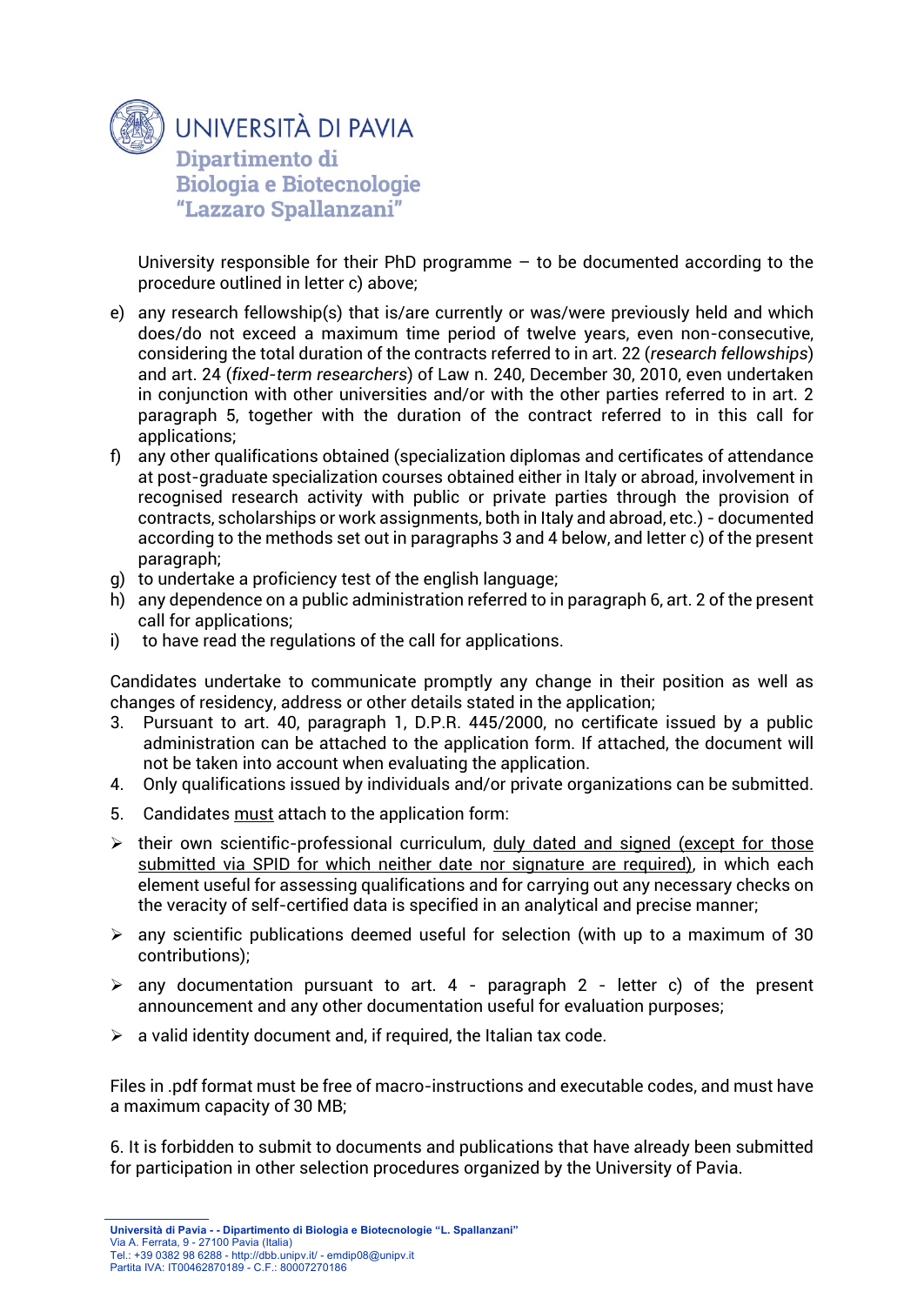University responsible for their PhD programme – to be documented according to the procedure outlined in letter c) above;

e) any research fellowship(s) that is/are currently or was/were previously held and which does/do not exceed a maximum time period of twelve years, even non-consecutive, considering the total duration of the contracts referred to in art. 22 (*research fellowships*) and art. 24 (*fixed-term researchers*) of Law n. 240, December 30, 2010, even undertaken in conjunction with other universities and/or with the other parties referred to in art. 2 paragraph 5, together with the duration of the contract referred to in this call for applications;
f) any other qualifications obtained (specialization diplomas and certificates of attendance at post-graduate specialization courses obtained either in Italy or abroad, involvement in recognised research activity with public or private parties through the provision of contracts, scholarships or work assignments, both in Italy and abroad, etc.) - documented according to the methods set out in paragraphs 3 and 4 below, and letter c) of the present paragraph;
g) to undertake a proficiency test of the english language;
h) any dependence on a public administration referred to in paragraph 6, art. 2 of the present call for applications;
i) to have read the regulations of the call for applications.

Candidates undertake to communicate promptly any change in their position as well as changes of residency, address or other details stated in the application;

3. Pursuant to art. 40, paragraph 1, D.P.R. 445/2000, no certificate issued by a public administration can be attached to the application form. If attached, the document will not be taken into account when evaluating the application.
4. Only qualifications issued by individuals and/or private organizations can be submitted.
5. Candidates <u>must</u> attach to the application form:

- their own scientific-professional curriculum, <u>duly dated and signed (except for those submitted via SPID for which neither date nor signature are required)</u>, in which each element useful for assessing qualifications and for carrying out any necessary checks on the veracity of self-certified data is specified in an analytical and precise manner;
- any scientific publications deemed useful for selection (with up to a maximum of 30 contributions);
- any documentation pursuant to art. 4 - paragraph 2 - letter c) of the present announcement and any other documentation useful for evaluation purposes;
- a valid identity document and, if required, the Italian tax code.

Files in .pdf format must be free of macro-instructions and executable codes, and must have a maximum capacity of 30 MB;

6. It is forbidden to submit to documents and publications that have already been submitted for participation in other selection procedures organized by the University of Pavia.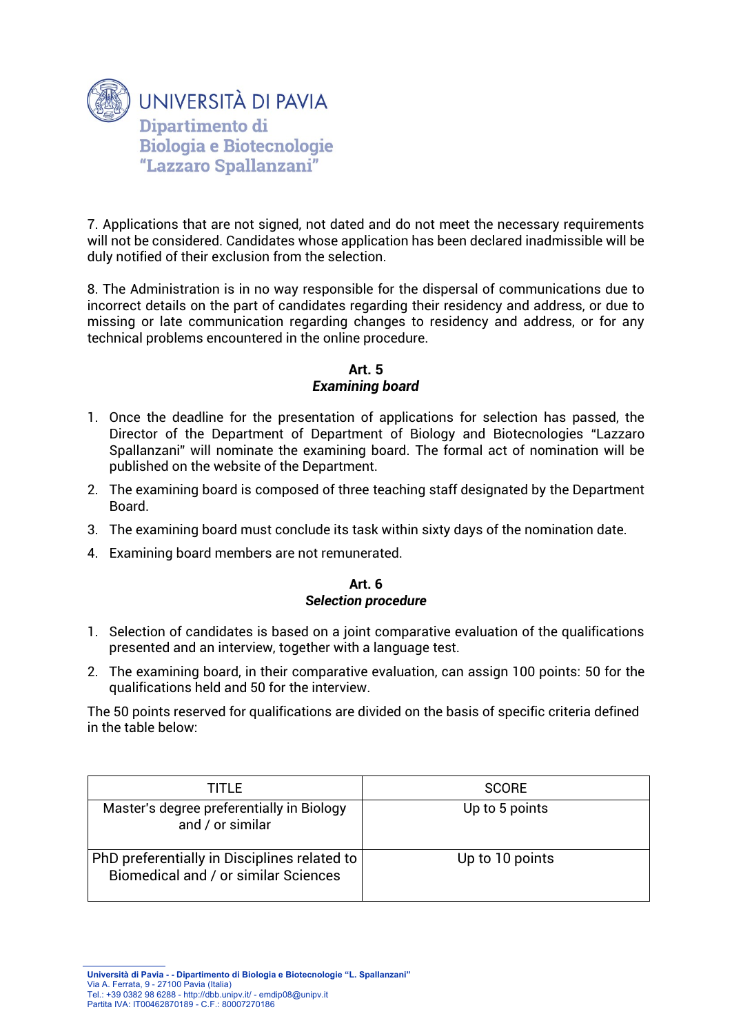7. Applications that are not signed, not dated and do not meet the necessary requirements will not be considered. Candidates whose application has been declared inadmissible will be duly notified of their exclusion from the selection.

8. The Administration is in no way responsible for the dispersal of communications due to incorrect details on the part of candidates regarding their residency and address, or due to missing or late communication regarding changes to residency and address, or for any technical problems encountered in the online procedure.

### Art. 5
### *Examining board*

1. Once the deadline for the presentation of applications for selection has passed, the Director of the Department of Department of Biology and Biotecnologies "Lazzaro Spallanzani" will nominate the examining board. The formal act of nomination will be published on the website of the Department.
2. The examining board is composed of three teaching staff designated by the Department Board.
3. The examining board must conclude its task within sixty days of the nomination date.
4. Examining board members are not remunerated.

### Art. 6
### *Selection procedure*

1. Selection of candidates is based on a joint comparative evaluation of the qualifications presented and an interview, together with a language test.
2. The examining board, in their comparative evaluation, can assign 100 points: 50 for the qualifications held and 50 for the interview.

The 50 points reserved for qualifications are divided on the basis of specific criteria defined in the table below:

| TITLE | SCORE |
|---|---|
| Master's degree preferentially in Biology and / or similar | Up to 5 points |
| PhD preferentially in Disciplines related to Biomedical and / or similar Sciences | Up to 10 points |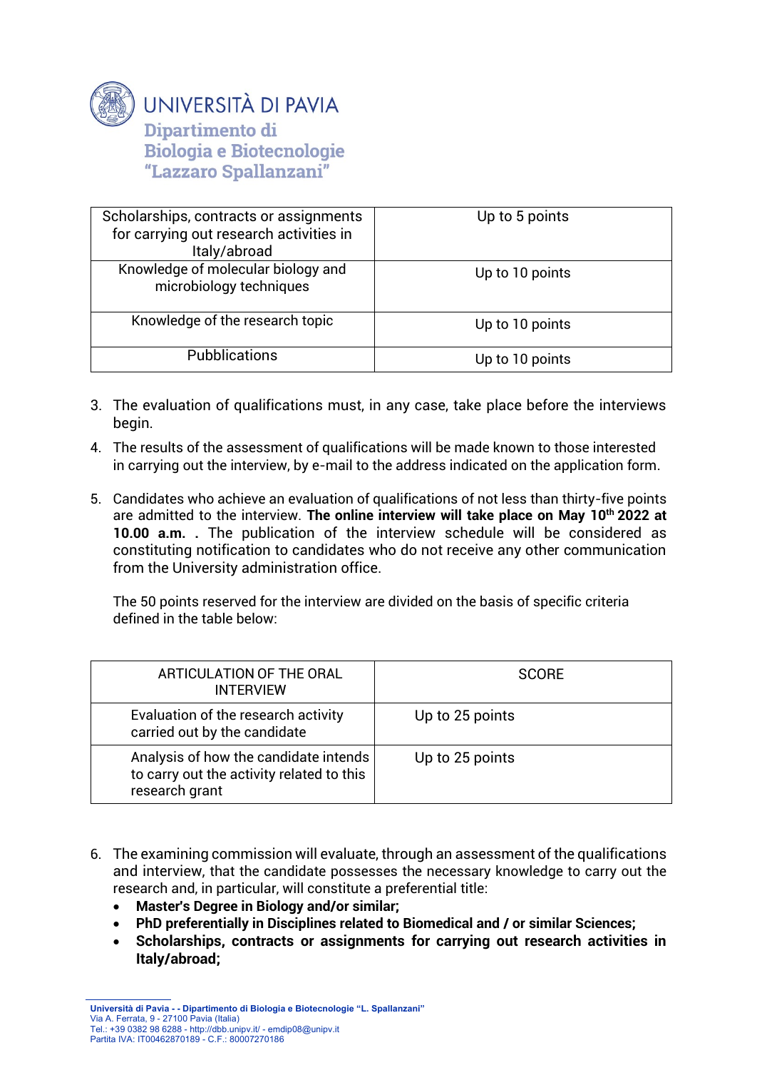| Scholarships, contracts or assignments for carrying out research activities in Italy/abroad | Up to 5 points |
|---|---|
| Knowledge of molecular biology and microbiology techniques | Up to 10 points |
| Knowledge of the research topic | Up to 10 points |
| Pubblications | Up to 10 points |

3. The evaluation of qualifications must, in any case, take place before the interviews begin.
4. The results of the assessment of qualifications will be made known to those interested in carrying out the interview, by e-mail to the address indicated on the application form.
5. Candidates who achieve an evaluation of qualifications of not less than thirty-five points are admitted to the interview. **The online interview will take place on May 10th 2022 at 10.00 a.m. .** The publication of the interview schedule will be considered as constituting notification to candidates who do not receive any other communication from the University administration office.

   The 50 points reserved for the interview are divided on the basis of specific criteria defined in the table below:

| ARTICULATION OF THE ORAL INTERVIEW | SCORE |
|---|---|
| Evaluation of the research activity carried out by the candidate | Up to 25 points |
| Analysis of how the candidate intends to carry out the activity related to this research grant | Up to 25 points |

6. The examining commission will evaluate, through an assessment of the qualifications and interview, that the candidate possesses the necessary knowledge to carry out the research and, in particular, will constitute a preferential title:
   - **Master's Degree in Biology and/or similar;**
   - **PhD preferentially in Disciplines related to Biomedical and / or similar Sciences;**
   - **Scholarships, contracts or assignments for carrying out research activities in Italy/abroad;**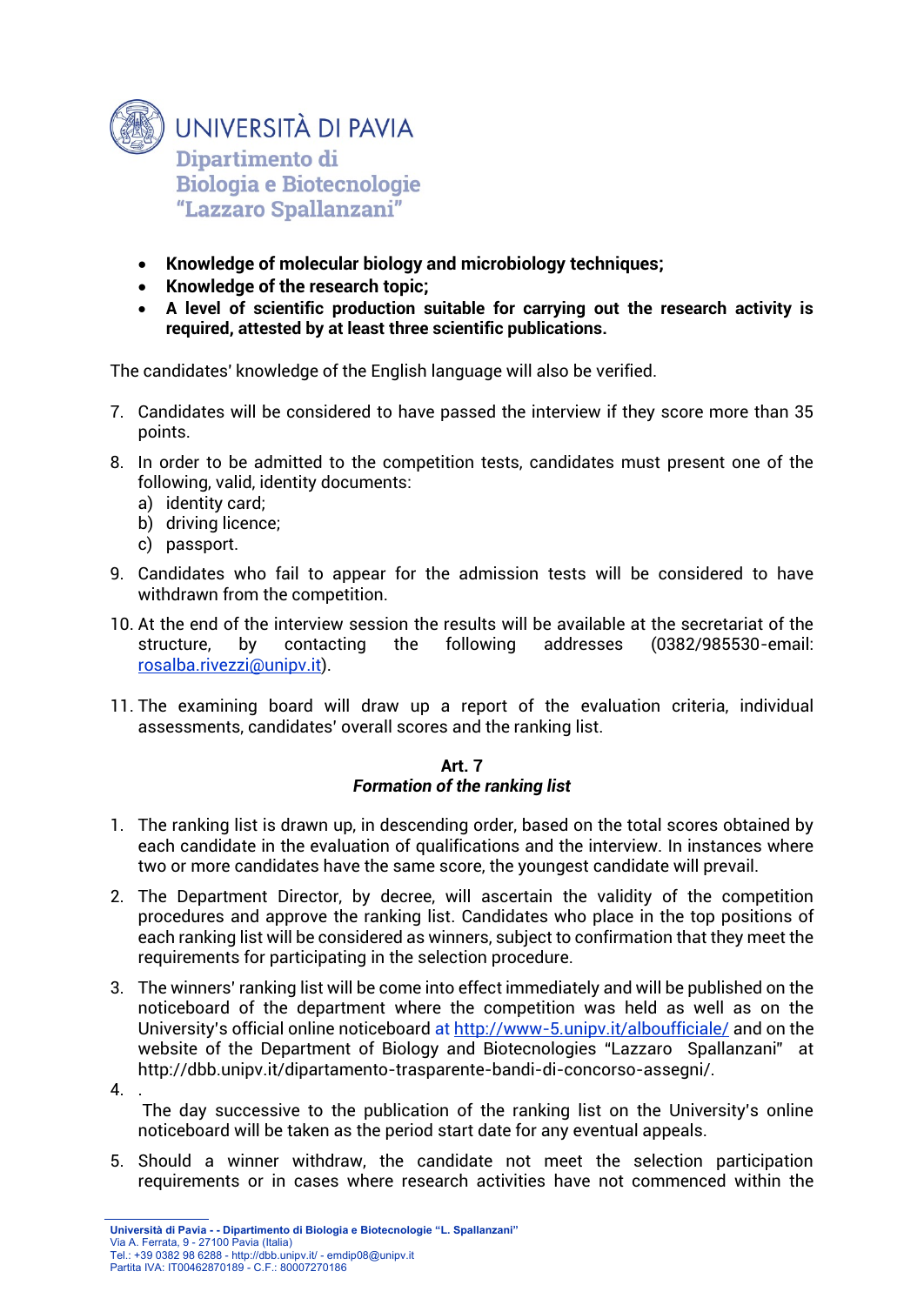- **Knowledge of molecular biology and microbiology techniques;**
- **Knowledge of the research topic;**
- **A level of scientific production suitable for carrying out the research activity is required, attested by at least three scientific publications.**

The candidates' knowledge of the English language will also be verified.

7. Candidates will be considered to have passed the interview if they score more than 35 points.
8. In order to be admitted to the competition tests, candidates must present one of the following, valid, identity documents:
   a) identity card;
   b) driving licence;
   c) passport.
9. Candidates who fail to appear for the admission tests will be considered to have withdrawn from the competition.
10. At the end of the interview session the results will be available at the secretariat of the structure, by contacting the following addresses (0382/985530-email: rosalba.rivezzi@unipv.it).
11. The examining board will draw up a report of the evaluation criteria, individual assessments, candidates' overall scores and the ranking list.

**Art. 7**
***Formation of the ranking list***

1. The ranking list is drawn up, in descending order, based on the total scores obtained by each candidate in the evaluation of qualifications and the interview. In instances where two or more candidates have the same score, the youngest candidate will prevail.
2. The Department Director, by decree, will ascertain the validity of the competition procedures and approve the ranking list. Candidates who place in the top positions of each ranking list will be considered as winners, subject to confirmation that they meet the requirements for participating in the selection procedure.
3. The winners' ranking list will be come into effect immediately and will be published on the noticeboard of the department where the competition was held as well as on the University's official online noticeboard at http://www-5.unipv.it/alboufficiale/ and on the website of the Department of Biology and Biotecnologies "Lazzaro Spallanzani" at http://dbb.unipv.it/dipartamento-trasparente-bandi-di-concorso-assegni/.
4. .
   The day successive to the publication of the ranking list on the University's online noticeboard will be taken as the period start date for any eventual appeals.
5. Should a winner withdraw, the candidate not meet the selection participation requirements or in cases where research activities have not commenced within the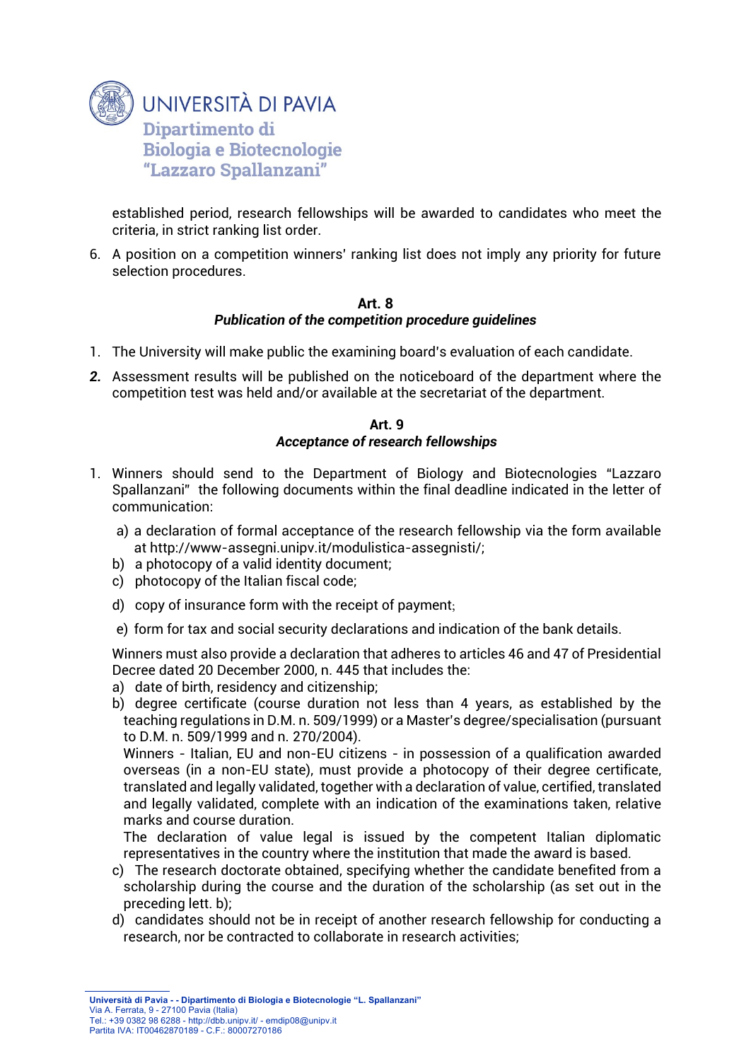established period, research fellowships will be awarded to candidates who meet the criteria, in strict ranking list order.

6. A position on a competition winners' ranking list does not imply any priority for future selection procedures.

**Art. 8**
***Publication of the competition procedure guidelines***

1. The University will make public the examining board's evaluation of each candidate.
2. Assessment results will be published on the noticeboard of the department where the competition test was held and/or available at the secretariat of the department.

**Art. 9**
***Acceptance of research fellowships***

1. Winners should send to the Department of Biology and Biotecnologies "Lazzaro Spallanzani" the following documents within the final deadline indicated in the letter of communication:

   a) a declaration of formal acceptance of the research fellowship via the form available at http://www-assegni.unipv.it/modulistica-assegnisti/;
   b) a photocopy of a valid identity document;
   c) photocopy of the Italian fiscal code;
   d) copy of insurance form with the receipt of payment;
   e) form for tax and social security declarations and indication of the bank details.

   Winners must also provide a declaration that adheres to articles 46 and 47 of Presidential Decree dated 20 December 2000, n. 445 that includes the:

   a) date of birth, residency and citizenship;
   b) degree certificate (course duration not less than 4 years, as established by the teaching regulations in D.M. n. 509/1999) or a Master's degree/specialisation (pursuant to D.M. n. 509/1999 and n. 270/2004).
      Winners - Italian, EU and non-EU citizens - in possession of a qualification awarded overseas (in a non-EU state), must provide a photocopy of their degree certificate, translated and legally validated, together with a declaration of value, certified, translated and legally validated, complete with an indication of the examinations taken, relative marks and course duration.
      The declaration of value legal is issued by the competent Italian diplomatic representatives in the country where the institution that made the award is based.
   c) The research doctorate obtained, specifying whether the candidate benefited from a scholarship during the course and the duration of the scholarship (as set out in the preceding lett. b);
   d) candidates should not be in receipt of another research fellowship for conducting a research, nor be contracted to collaborate in research activities;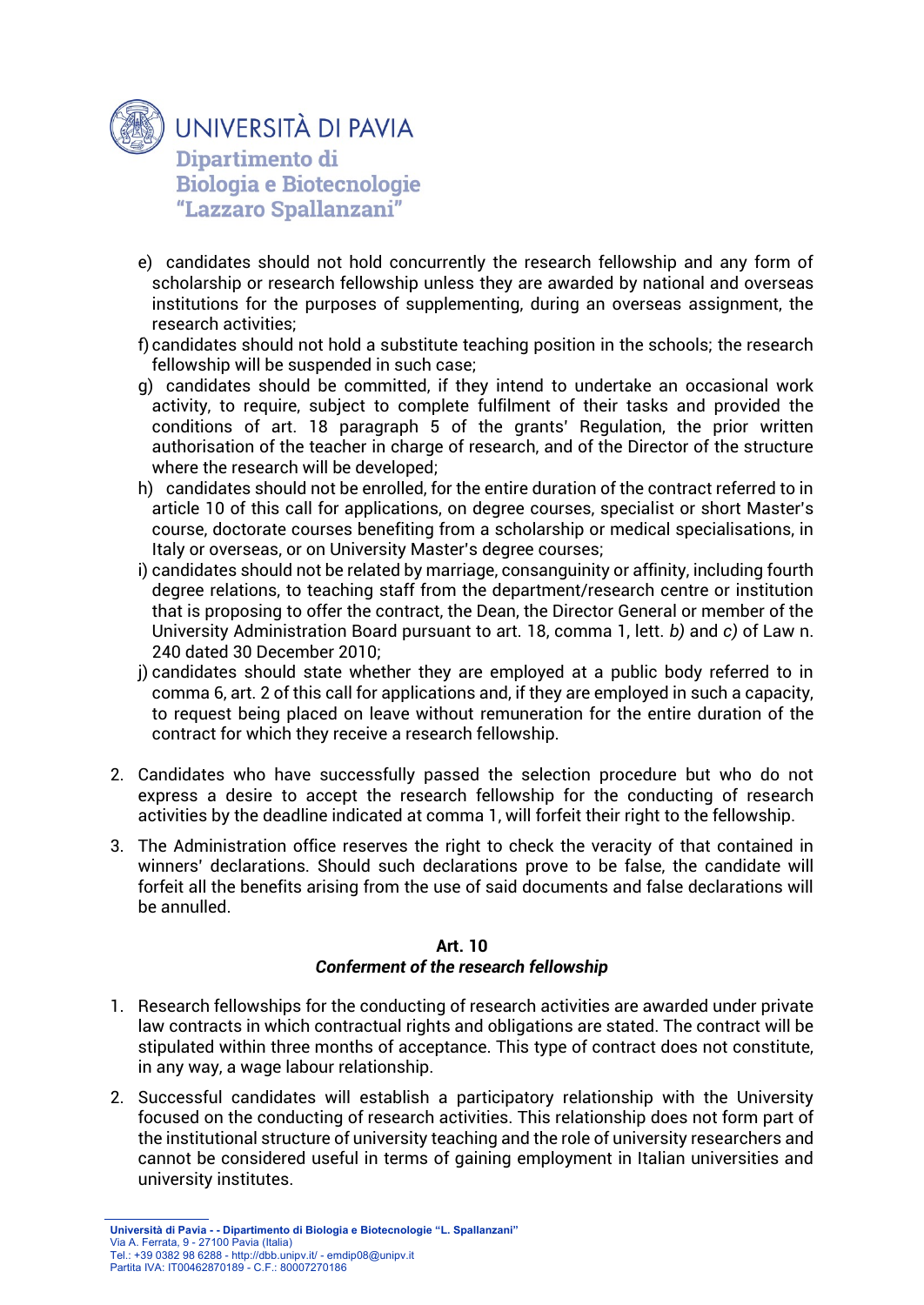e) candidates should not hold concurrently the research fellowship and any form of scholarship or research fellowship unless they are awarded by national and overseas institutions for the purposes of supplementing, during an overseas assignment, the research activities;

f) candidates should not hold a substitute teaching position in the schools; the research fellowship will be suspended in such case;

g) candidates should be committed, if they intend to undertake an occasional work activity, to require, subject to complete fulfilment of their tasks and provided the conditions of art. 18 paragraph 5 of the grants' Regulation, the prior written authorisation of the teacher in charge of research, and of the Director of the structure where the research will be developed;

h) candidates should not be enrolled, for the entire duration of the contract referred to in article 10 of this call for applications, on degree courses, specialist or short Master's course, doctorate courses benefiting from a scholarship or medical specialisations, in Italy or overseas, or on University Master's degree courses;

i) candidates should not be related by marriage, consanguinity or affinity, including fourth degree relations, to teaching staff from the department/research centre or institution that is proposing to offer the contract, the Dean, the Director General or member of the University Administration Board pursuant to art. 18, comma 1, lett. *b)* and *c)* of Law n. 240 dated 30 December 2010;

j) candidates should state whether they are employed at a public body referred to in comma 6, art. 2 of this call for applications and, if they are employed in such a capacity, to request being placed on leave without remuneration for the entire duration of the contract for which they receive a research fellowship.

2. Candidates who have successfully passed the selection procedure but who do not express a desire to accept the research fellowship for the conducting of research activities by the deadline indicated at comma 1, will forfeit their right to the fellowship.

3. The Administration office reserves the right to check the veracity of that contained in winners' declarations. Should such declarations prove to be false, the candidate will forfeit all the benefits arising from the use of said documents and false declarations will be annulled.

**Art. 10**

***Conferment of the research fellowship***

1. Research fellowships for the conducting of research activities are awarded under private law contracts in which contractual rights and obligations are stated. The contract will be stipulated within three months of acceptance. This type of contract does not constitute, in any way, a wage labour relationship.

2. Successful candidates will establish a participatory relationship with the University focused on the conducting of research activities. This relationship does not form part of the institutional structure of university teaching and the role of university researchers and cannot be considered useful in terms of gaining employment in Italian universities and university institutes.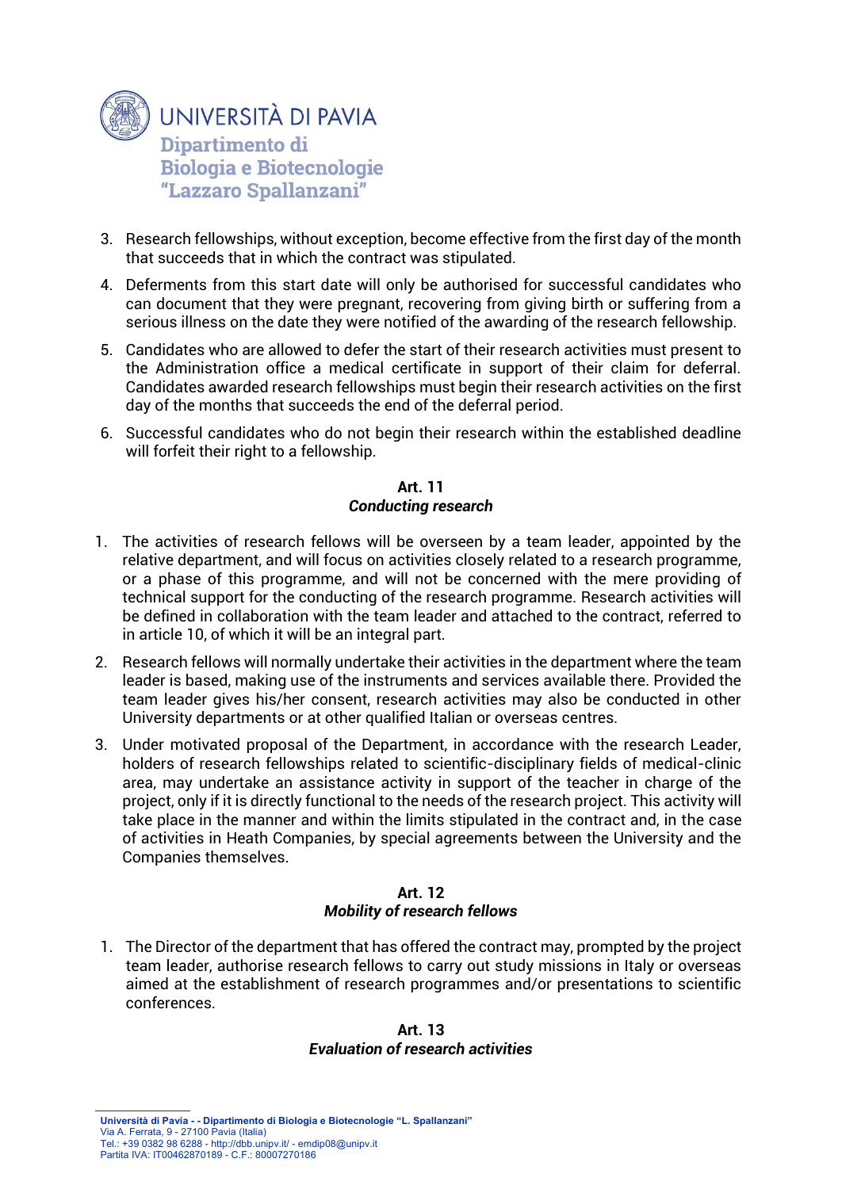3. Research fellowships, without exception, become effective from the first day of the month that succeeds that in which the contract was stipulated.
4. Deferments from this start date will only be authorised for successful candidates who can document that they were pregnant, recovering from giving birth or suffering from a serious illness on the date they were notified of the awarding of the research fellowship.
5. Candidates who are allowed to defer the start of their research activities must present to the Administration office a medical certificate in support of their claim for deferral. Candidates awarded research fellowships must begin their research activities on the first day of the months that succeeds the end of the deferral period.
6. Successful candidates who do not begin their research within the established deadline will forfeit their right to a fellowship.

**Art. 11**
***Conducting research***

1. The activities of research fellows will be overseen by a team leader, appointed by the relative department, and will focus on activities closely related to a research programme, or a phase of this programme, and will not be concerned with the mere providing of technical support for the conducting of the research programme. Research activities will be defined in collaboration with the team leader and attached to the contract, referred to in article 10, of which it will be an integral part.
2. Research fellows will normally undertake their activities in the department where the team leader is based, making use of the instruments and services available there. Provided the team leader gives his/her consent, research activities may also be conducted in other University departments or at other qualified Italian or overseas centres.
3. Under motivated proposal of the Department, in accordance with the research Leader, holders of research fellowships related to scientific-disciplinary fields of medical-clinic area, may undertake an assistance activity in support of the teacher in charge of the project, only if it is directly functional to the needs of the research project. This activity will take place in the manner and within the limits stipulated in the contract and, in the case of activities in Heath Companies, by special agreements between the University and the Companies themselves.

**Art. 12**
***Mobility of research fellows***

1. The Director of the department that has offered the contract may, prompted by the project team leader, authorise research fellows to carry out study missions in Italy or overseas aimed at the establishment of research programmes and/or presentations to scientific conferences.

**Art. 13**
***Evaluation of research activities***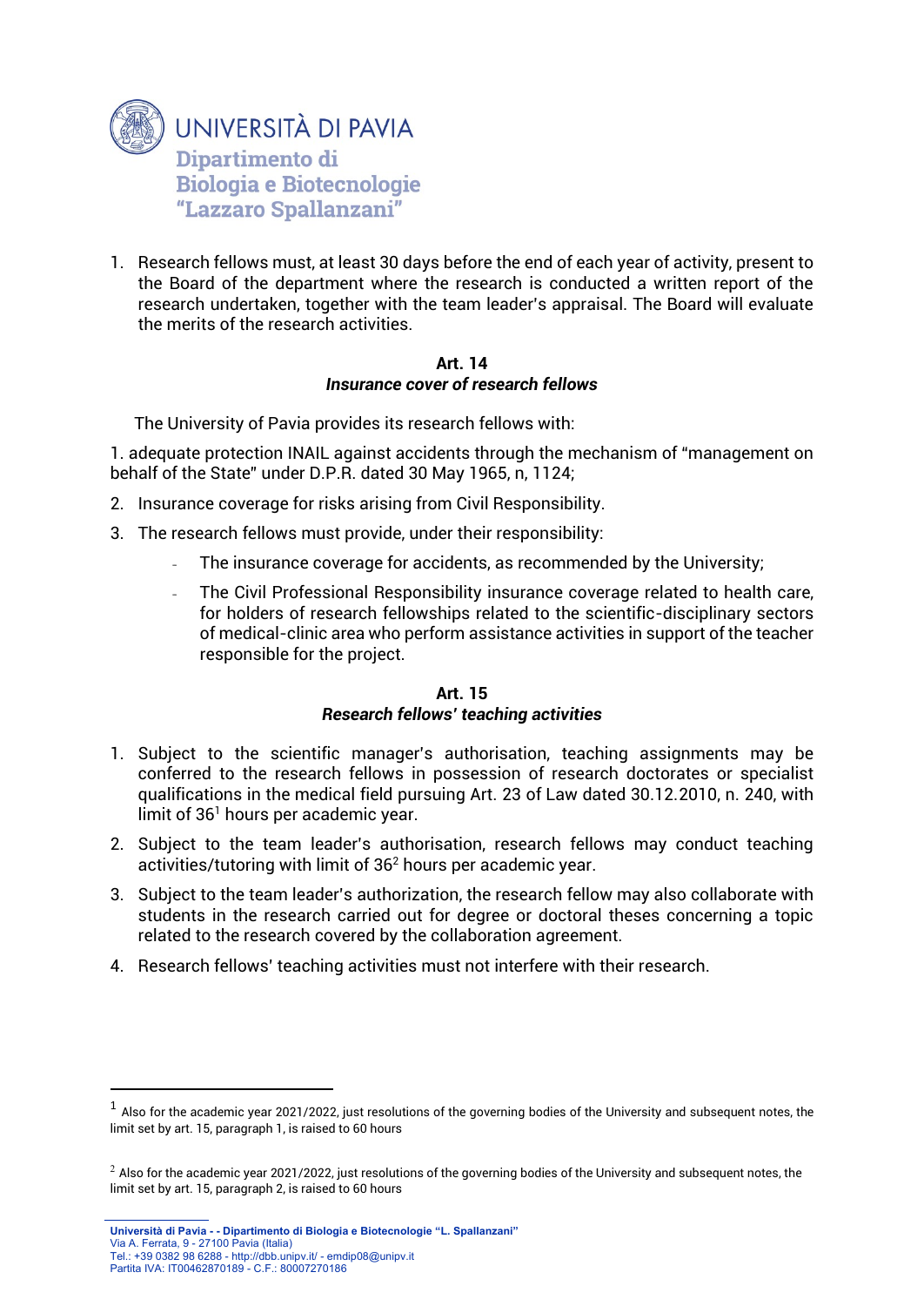1. Research fellows must, at least 30 days before the end of each year of activity, present to the Board of the department where the research is conducted a written report of the research undertaken, together with the team leader's appraisal. The Board will evaluate the merits of the research activities.

**Art. 14**
***Insurance cover of research fellows***

The University of Pavia provides its research fellows with:

1. adequate protection INAIL against accidents through the mechanism of "management on behalf of the State" under D.P.R. dated 30 May 1965, n, 1124;
2. Insurance coverage for risks arising from Civil Responsibility.
3. The research fellows must provide, under their responsibility:
   - The insurance coverage for accidents, as recommended by the University;
   - The Civil Professional Responsibility insurance coverage related to health care, for holders of research fellowships related to the scientific-disciplinary sectors of medical-clinic area who perform assistance activities in support of the teacher responsible for the project.

**Art. 15**
***Research fellows' teaching activities***

1. Subject to the scientific manager's authorisation, teaching assignments may be conferred to the research fellows in possession of research doctorates or specialist qualifications in the medical field pursuing Art. 23 of Law dated 30.12.2010, n. 240, with limit of 36[1] hours per academic year.
2. Subject to the team leader's authorisation, research fellows may conduct teaching activities/tutoring with limit of 36[2] hours per academic year.
3. Subject to the team leader's authorization, the research fellow may also collaborate with students in the research carried out for degree or doctoral theses concerning a topic related to the research covered by the collaboration agreement.
4. Research fellows' teaching activities must not interfere with their research.

---

[1] Also for the academic year 2021/2022, just resolutions of the governing bodies of the University and subsequent notes, the limit set by art. 15, paragraph 1, is raised to 60 hours

[2] Also for the academic year 2021/2022, just resolutions of the governing bodies of the University and subsequent notes, the limit set by art. 15, paragraph 2, is raised to 60 hours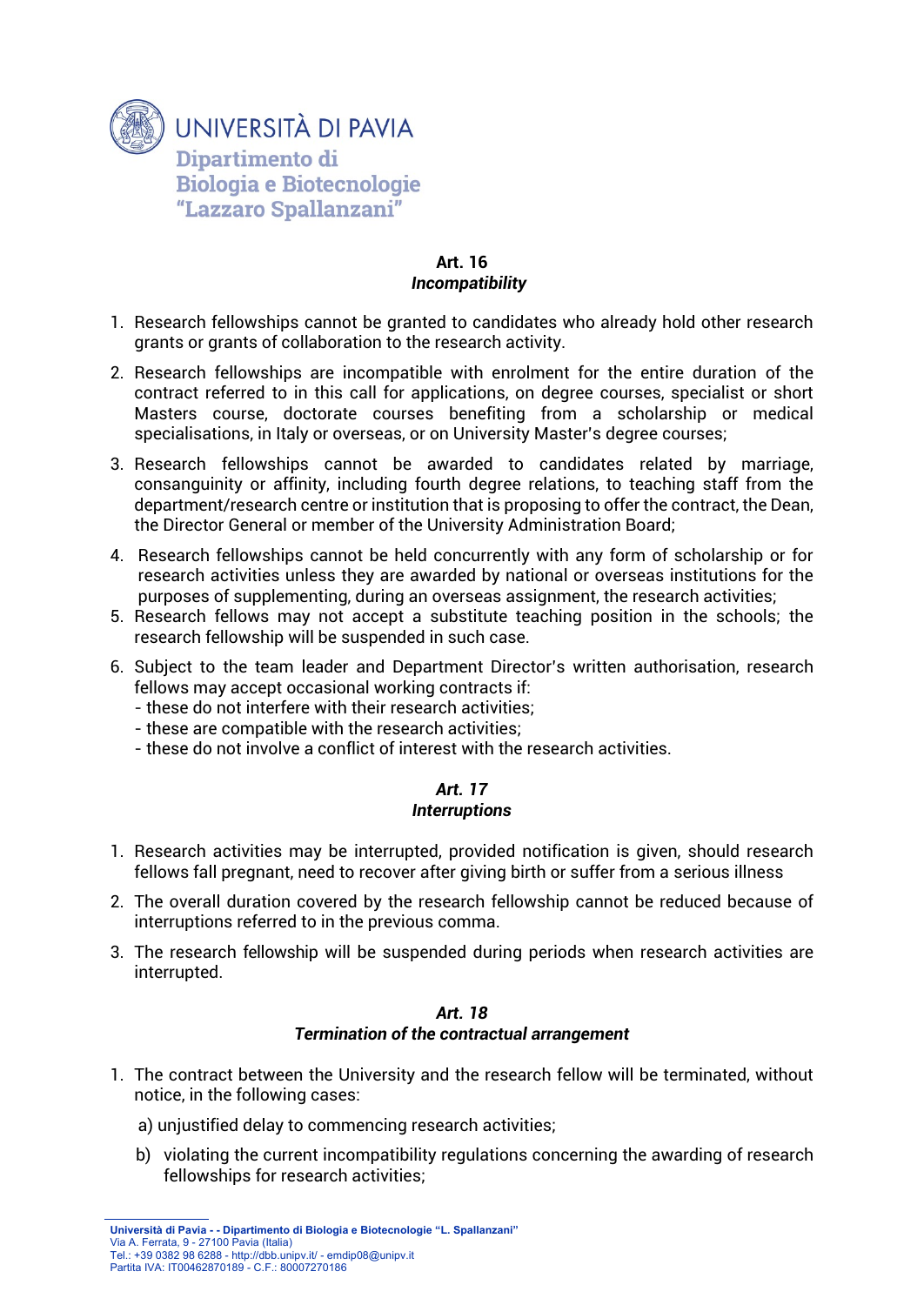### Art. 16
### *Incompatibility*

1. Research fellowships cannot be granted to candidates who already hold other research grants or grants of collaboration to the research activity.
2. Research fellowships are incompatible with enrolment for the entire duration of the contract referred to in this call for applications, on degree courses, specialist or short Masters course, doctorate courses benefiting from a scholarship or medical specialisations, in Italy or overseas, or on University Master's degree courses;
3. Research fellowships cannot be awarded to candidates related by marriage, consanguinity or affinity, including fourth degree relations, to teaching staff from the department/research centre or institution that is proposing to offer the contract, the Dean, the Director General or member of the University Administration Board;
4. Research fellowships cannot be held concurrently with any form of scholarship or for research activities unless they are awarded by national or overseas institutions for the purposes of supplementing, during an overseas assignment, the research activities;
5. Research fellows may not accept a substitute teaching position in the schools; the research fellowship will be suspended in such case.
6. Subject to the team leader and Department Director's written authorisation, research fellows may accept occasional working contracts if:
   - these do not interfere with their research activities;
   - these are compatible with the research activities;
   - these do not involve a conflict of interest with the research activities.

### *Art. 17*
### *Interruptions*

1. Research activities may be interrupted, provided notification is given, should research fellows fall pregnant, need to recover after giving birth or suffer from a serious illness
2. The overall duration covered by the research fellowship cannot be reduced because of interruptions referred to in the previous comma.
3. The research fellowship will be suspended during periods when research activities are interrupted.

### *Art. 18*
### *Termination of the contractual arrangement*

1. The contract between the University and the research fellow will be terminated, without notice, in the following cases:

   a) unjustified delay to commencing research activities;

   b) violating the current incompatibility regulations concerning the awarding of research fellowships for research activities;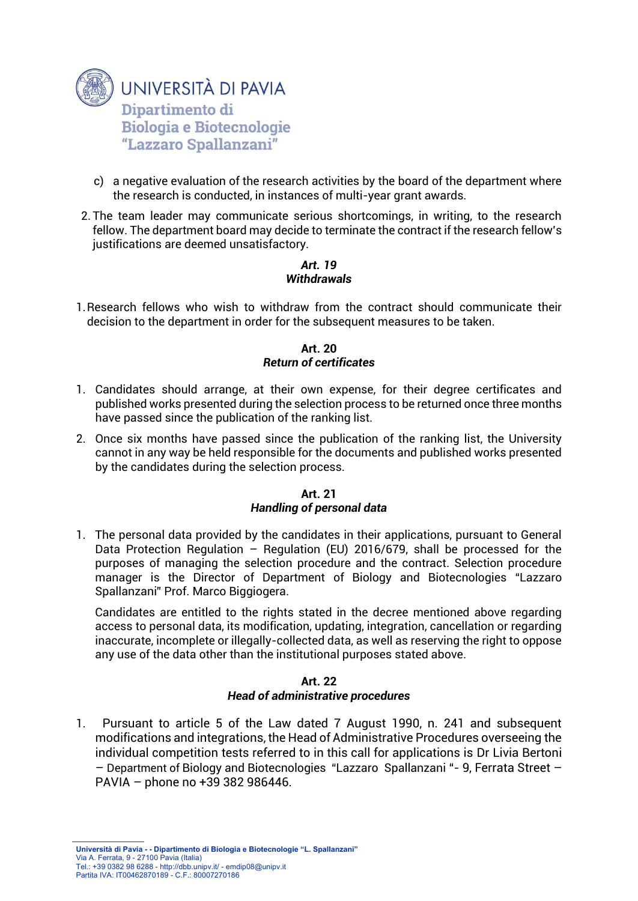c) a negative evaluation of the research activities by the board of the department where the research is conducted, in instances of multi-year grant awards.

2. The team leader may communicate serious shortcomings, in writing, to the research fellow. The department board may decide to terminate the contract if the research fellow's justifications are deemed unsatisfactory.

### *Art. 19*
### *Withdrawals*

1. Research fellows who wish to withdraw from the contract should communicate their decision to the department in order for the subsequent measures to be taken.

### Art. 20
### *Return of certificates*

1. Candidates should arrange, at their own expense, for their degree certificates and published works presented during the selection process to be returned once three months have passed since the publication of the ranking list.
2. Once six months have passed since the publication of the ranking list, the University cannot in any way be held responsible for the documents and published works presented by the candidates during the selection process.

### Art. 21
### *Handling of personal data*

1. The personal data provided by the candidates in their applications, pursuant to General Data Protection Regulation – Regulation (EU) 2016/679, shall be processed for the purposes of managing the selection procedure and the contract. Selection procedure manager is the Director of Department of Biology and Biotecnologies "Lazzaro Spallanzani" Prof. Marco Biggiogera.

   Candidates are entitled to the rights stated in the decree mentioned above regarding access to personal data, its modification, updating, integration, cancellation or regarding inaccurate, incomplete or illegally-collected data, as well as reserving the right to oppose any use of the data other than the institutional purposes stated above.

### Art. 22
### *Head of administrative procedures*

1. Pursuant to article 5 of the Law dated 7 August 1990, n. 241 and subsequent modifications and integrations, the Head of Administrative Procedures overseeing the individual competition tests referred to in this call for applications is Dr Livia Bertoni – Department of Biology and Biotecnologies "Lazzaro Spallanzani "- 9, Ferrata Street – PAVIA – phone no +39 382 986446.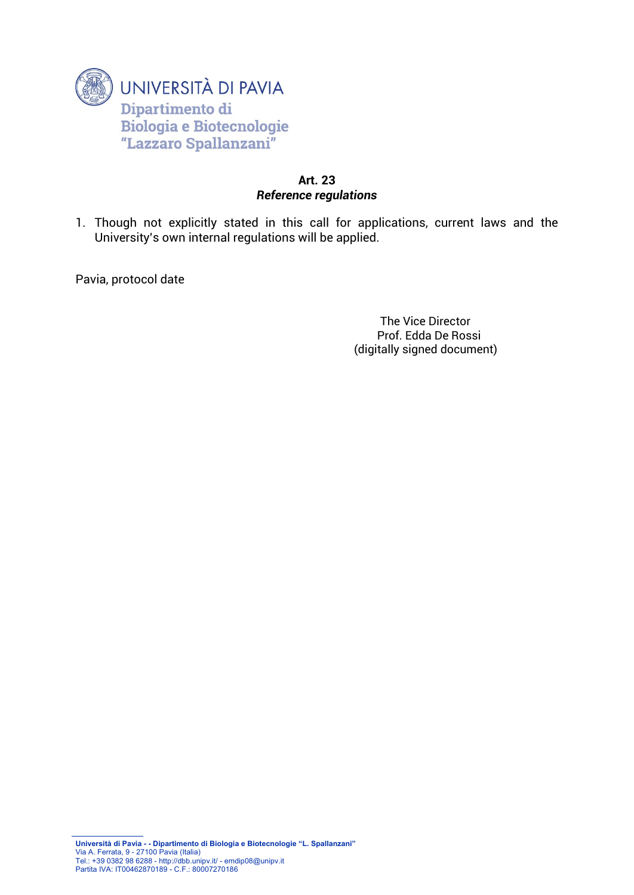UNIVERSITÀ DI PAVIA

Dipartimento di Biologia e Biotecnologie "Lazzaro Spallanzani"

**Art. 23**

***Reference regulations***

1. Though not explicitly stated in this call for applications, current laws and the University's own internal regulations will be applied.

Pavia, protocol date

The Vice Director

Prof. Edda De Rossi

(digitally signed document)

**Università di Pavia - - Dipartimento di Biologia e Biotecnologie "L. Spallanzani"**

Via A. Ferrata, 9 - 27100 Pavia (Italia)

Tel.: +39 0382 98 6288 - http://dbb.unipv.it/ - emdip08@unipv.it

Partita IVA: IT00462870189 - C.F.: 80007270186